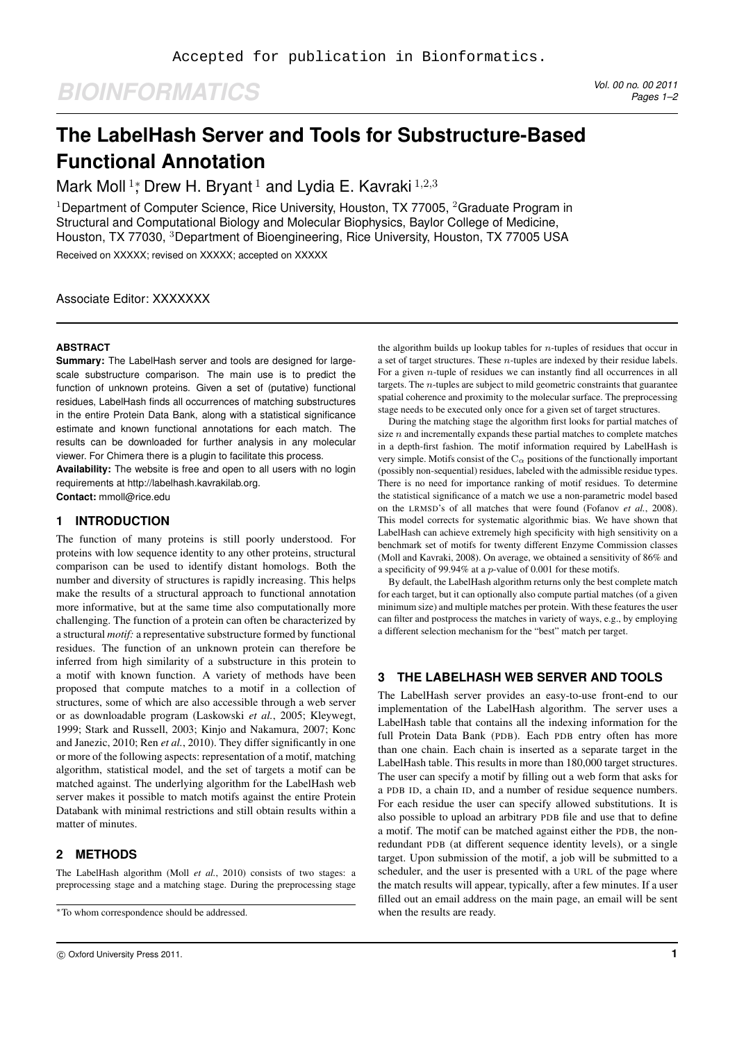Accepted for publication in Bionformatics.

# The LabelHash Server and Tools for Substructure-Based Functional Annotation

Mark Moll [1]*, Drew H. Bryant [1] and Lydia E. Kavraki [1,2,3]

[1]Department of Computer Science, Rice University, Houston, TX 77005, [2]Graduate Program in Structural and Computational Biology and Molecular Biophysics, Baylor College of Medicine, Houston, TX 77030, [3]Department of Bioengineering, Rice University, Houston, TX 77005 USA

Received on XXXXX; revised on XXXXX; accepted on XXXXX

Associate Editor: XXXXXXX

#### ABSTRACT

**Summary:** The LabelHash server and tools are designed for large-scale substructure comparison. The main use is to predict the function of unknown proteins. Given a set of (putative) functional residues, LabelHash finds all occurrences of matching substructures in the entire Protein Data Bank, along with a statistical significance estimate and known functional annotations for each match. The results can be downloaded for further analysis in any molecular viewer. For Chimera there is a plugin to facilitate this process.

**Availability:** The website is free and open to all users with no login requirements at http://labelhash.kavrakilab.org.

**Contact:** mmoll@rice.edu

## 1 INTRODUCTION

The function of many proteins is still poorly understood. For proteins with low sequence identity to any other proteins, structural comparison can be used to identify distant homologs. Both the number and diversity of structures is rapidly increasing. This helps make the results of a structural approach to functional annotation more informative, but at the same time also computationally more challenging. The function of a protein can often be characterized by a structural *motif:* a representative substructure formed by functional residues. The function of an unknown protein can therefore be inferred from high similarity of a substructure in this protein to a motif with known function. A variety of methods have been proposed that compute matches to a motif in a collection of structures, some of which are also accessible through a web server or as downloadable program (Laskowski *et al.*, 2005; Kleywegt, 1999; Stark and Russell, 2003; Kinjo and Nakamura, 2007; Konc and Janezic, 2010; Ren *et al.*, 2010). They differ significantly in one or more of the following aspects: representation of a motif, matching algorithm, statistical model, and the set of targets a motif can be matched against. The underlying algorithm for the LabelHash web server makes it possible to match motifs against the entire Protein Databank with minimal restrictions and still obtain results within a matter of minutes.

## 2 METHODS

The LabelHash algorithm (Moll *et al.*, 2010) consists of two stages: a preprocessing stage and a matching stage. During the preprocessing stage the algorithm builds up lookup tables for $n$-tuples of residues that occur in a set of target structures. These $n$-tuples are indexed by their residue labels. For a given $n$-tuple of residues we can instantly find all occurrences in all targets. The $n$-tuples are subject to mild geometric constraints that guarantee spatial coherence and proximity to the molecular surface. The preprocessing stage needs to be executed only once for a given set of target structures.

During the matching stage the algorithm first looks for partial matches of size $n$ and incrementally expands these partial matches to complete matches in a depth-first fashion. The motif information required by LabelHash is very simple. Motifs consist of the $C_\alpha$ positions of the functionally important (possibly non-sequential) residues, labeled with the admissible residue types. There is no need for importance ranking of motif residues. To determine the statistical significance of a match we use a non-parametric model based on the LRMSD's of all matches that were found (Fofanov *et al.*, 2008). This model corrects for systematic algorithmic bias. We have shown that LabelHash can achieve extremely high specificity with high sensitivity on a benchmark set of motifs for twenty different Enzyme Commission classes (Moll and Kavraki, 2008). On average, we obtained a sensitivity of 86% and a specificity of 99.94% at a $p$-value of 0.001 for these motifs.

By default, the LabelHash algorithm returns only the best complete match for each target, but it can optionally also compute partial matches (of a given minimum size) and multiple matches per protein. With these features the user can filter and postprocess the matches in variety of ways, e.g., by employing a different selection mechanism for the "best" match per target.

## 3 THE LABELHASH WEB SERVER AND TOOLS

The LabelHash server provides an easy-to-use front-end to our implementation of the LabelHash algorithm. The server uses a LabelHash table that contains all the indexing information for the full Protein Data Bank (PDB). Each PDB entry often has more than one chain. Each chain is inserted as a separate target in the LabelHash table. This results in more than 180,000 target structures. The user can specify a motif by filling out a web form that asks for a PDB ID, a chain ID, and a number of residue sequence numbers. For each residue the user can specify allowed substitutions. It is also possible to upload an arbitrary PDB file and use that to define a motif. The motif can be matched against either the PDB, the non-redundant PDB (at different sequence identity levels), or a single target. Upon submission of the motif, a job will be submitted to a scheduler, and the user is presented with a URL of the page where the match results will appear, typically, after a few minutes. If a user filled out an email address on the main page, an email will be sent when the results are ready.

*To whom correspondence should be addressed.

© Oxford University Press 2011.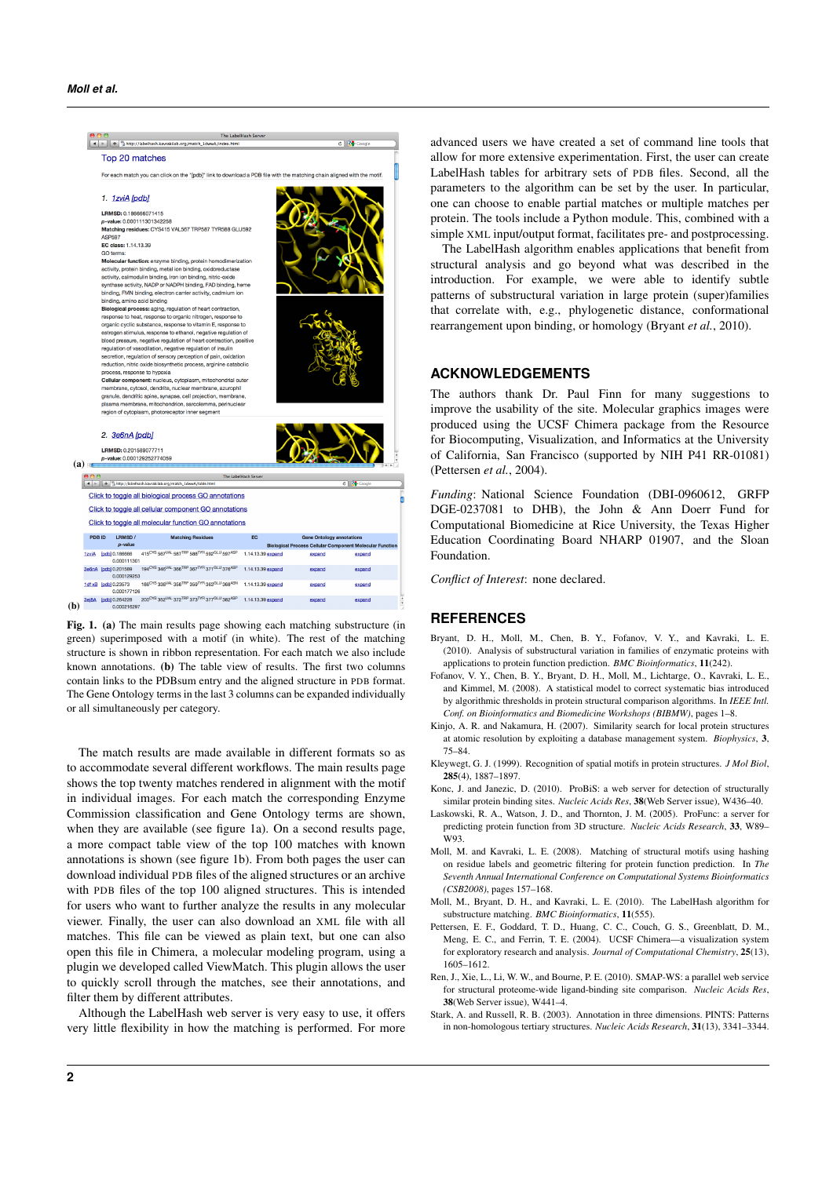**Fig. 1.** **(a)** The main results page showing each matching substructure (in green) superimposed with a motif (in white). The rest of the matching structure is shown in ribbon representation. For each match we also include known annotations. **(b)** The table view of results. The first two columns contain links to the PDBsum entry and the aligned structure in PDB format. The Gene Ontology terms in the last 3 columns can be expanded individually or all simultaneously per category.

The match results are made available in different formats so as to accommodate several different workflows. The main results page shows the top twenty matches rendered in alignment with the motif in individual images. For each match the corresponding Enzyme Commission classification and Gene Ontology terms are shown, when they are available (see figure 1a). On a second results page, a more compact table view of the top 100 matches with known annotations is shown (see figure 1b). From both pages the user can download individual PDB files of the aligned structures or an archive with PDB files of the top 100 aligned structures. This is intended for users who want to further analyze the results in any molecular viewer. Finally, the user can also download an XML file with all matches. This file can be viewed as plain text, but one can also open this file in Chimera, a molecular modeling program, using a plugin we developed called ViewMatch. This plugin allows the user to quickly scroll through the matches, see their annotations, and filter them by different attributes.

Although the LabelHash web server is very easy to use, it offers very little flexibility in how the matching is performed. For more advanced users we have created a set of command line tools that allow for more extensive experimentation. First, the user can create LabelHash tables for arbitrary sets of PDB files. Second, all the parameters to the algorithm can be set by the user. In particular, one can choose to enable partial matches or multiple matches per protein. The tools include a Python module. This, combined with a simple XML input/output format, facilitates pre- and postprocessing.

The LabelHash algorithm enables applications that benefit from structural analysis and go beyond what was described in the introduction. For example, we were able to identify subtle patterns of substructural variation in large protein (super)families that correlate with, e.g., phylogenetic distance, conformational rearrangement upon binding, or homology (Bryant *et al.*, 2010).

## ACKNOWLEDGEMENTS

The authors thank Dr. Paul Finn for many suggestions to improve the usability of the site. Molecular graphics images were produced using the UCSF Chimera package from the Resource for Biocomputing, Visualization, and Informatics at the University of California, San Francisco (supported by NIH P41 RR-01081) (Pettersen *et al.*, 2004).

*Funding*: National Science Foundation (DBI-0960612, GRFP DGE-0237081 to DHB), the John & Ann Doerr Fund for Computational Biomedicine at Rice University, the Texas Higher Education Coordinating Board NHARP 01907, and the Sloan Foundation.

*Conflict of Interest*: none declared.

## REFERENCES

Bryant, D. H., Moll, M., Chen, B. Y., Fofanov, V. Y., and Kavraki, L. E. (2010). Analysis of substructural variation in families of enzymatic proteins with applications to protein function prediction. *BMC Bioinformatics*, **11**(242).

Fofanov, V. Y., Chen, B. Y., Bryant, D. H., Moll, M., Lichtarge, O., Kavraki, L. E., and Kimmel, M. (2008). A statistical model to correct systematic bias introduced by algorithmic thresholds in protein structural comparison algorithms. In *IEEE Intl. Conf. on Bioinformatics and Biomedicine Workshops (BIBMW)*, pages 1–8.

Kinjo, A. R. and Nakamura, H. (2007). Similarity search for local protein structures at atomic resolution by exploiting a database management system. *Biophysics*, **3**, 75–84.

Kleywegt, G. J. (1999). Recognition of spatial motifs in protein structures. *J Mol Biol*, **285**(4), 1887–1897.

Konc, J. and Janezic, D. (2010). ProBiS: a web server for detection of structurally similar protein binding sites. *Nucleic Acids Res*, **38**(Web Server issue), W436–40.

Laskowski, R. A., Watson, J. D., and Thornton, J. M. (2005). ProFunc: a server for predicting protein function from 3D structure. *Nucleic Acids Research*, **33**, W89–W93.

Moll, M. and Kavraki, L. E. (2008). Matching of structural motifs using hashing on residue labels and geometric filtering for protein function prediction. In *The Seventh Annual International Conference on Computational Systems Bioinformatics (CSB2008)*, pages 157–168.

Moll, M., Bryant, D. H., and Kavraki, L. E. (2010). The LabelHash algorithm for substructure matching. *BMC Bioinformatics*, **11**(555).

Pettersen, E. F., Goddard, T. D., Huang, C. C., Couch, G. S., Greenblatt, D. M., Meng, E. C., and Ferrin, T. E. (2004). UCSF Chimera—a visualization system for exploratory research and analysis. *Journal of Computational Chemistry*, **25**(13), 1605–1612.

Ren, J., Xie, L., Li, W. W., and Bourne, P. E. (2010). SMAP-WS: a parallel web service for structural proteome-wide ligand-binding site comparison. *Nucleic Acids Res*, **38**(Web Server issue), W441–4.

Stark, A. and Russell, R. B. (2003). Annotation in three dimensions. PINTS: Patterns in non-homologous tertiary structures. *Nucleic Acids Research*, **31**(13), 3341–3344.